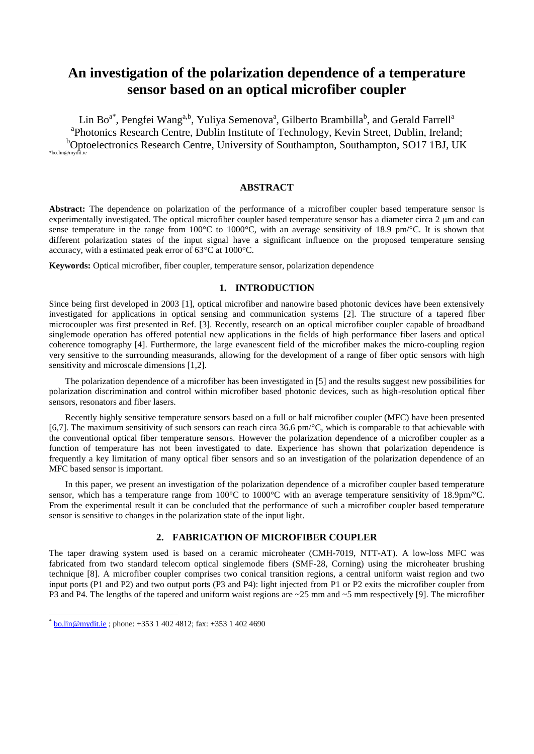# An investigation of the polarization dependence of a temperature sensor based on an optical microfiber coupler

Lin Bo[a*], Pengfei Wang[a,b], Yuliya Semenova[a], Gilberto Brambilla[b], and Gerald Farrell[a]

[a]Photonics Research Centre, Dublin Institute of Technology, Kevin Street, Dublin, Ireland;

[b]Optoelectronics Research Centre, University of Southampton, Southampton, SO17 1BJ, UK

*bo.lin@mydit.ie

## ABSTRACT

**Abstract:** The dependence on polarization of the performance of a microfiber coupler based temperature sensor is experimentally investigated. The optical microfiber coupler based temperature sensor has a diameter circa 2 μm and can sense temperature in the range from 100°C to 1000°C, with an average sensitivity of 18.9 pm/°C. It is shown that different polarization states of the input signal have a significant influence on the proposed temperature sensing accuracy, with a estimated peak error of 63°C at 1000°C.

**Keywords:** Optical microfiber, fiber coupler, temperature sensor, polarization dependence

## 1. INTRODUCTION

Since being first developed in 2003 [1], optical microfiber and nanowire based photonic devices have been extensively investigated for applications in optical sensing and communication systems [2]. The structure of a tapered fiber microcoupler was first presented in Ref. [3]. Recently, research on an optical microfiber coupler capable of broadband singlemode operation has offered potential new applications in the fields of high performance fiber lasers and optical coherence tomography [4]. Furthermore, the large evanescent field of the microfiber makes the micro-coupling region very sensitive to the surrounding measurands, allowing for the development of a range of fiber optic sensors with high sensitivity and microscale dimensions [1,2].

The polarization dependence of a microfiber has been investigated in [5] and the results suggest new possibilities for polarization discrimination and control within microfiber based photonic devices, such as high-resolution optical fiber sensors, resonators and fiber lasers.

Recently highly sensitive temperature sensors based on a full or half microfiber coupler (MFC) have been presented [6,7]. The maximum sensitivity of such sensors can reach circa 36.6 pm/°C, which is comparable to that achievable with the conventional optical fiber temperature sensors. However the polarization dependence of a microfiber coupler as a function of temperature has not been investigated to date. Experience has shown that polarization dependence is frequently a key limitation of many optical fiber sensors and so an investigation of the polarization dependence of an MFC based sensor is important.

In this paper, we present an investigation of the polarization dependence of a microfiber coupler based temperature sensor, which has a temperature range from 100°C to 1000°C with an average temperature sensitivity of 18.9pm/°C. From the experimental result it can be concluded that the performance of such a microfiber coupler based temperature sensor is sensitive to changes in the polarization state of the input light.

## 2. FABRICATION OF MICROFIBER COUPLER

The taper drawing system used is based on a ceramic microheater (CMH-7019, NTT-AT). A low-loss MFC was fabricated from two standard telecom optical singlemode fibers (SMF-28, Corning) using the microheater brushing technique [8]. A microfiber coupler comprises two conical transition regions, a central uniform waist region and two input ports (P1 and P2) and two output ports (P3 and P4): light injected from P1 or P2 exits the microfiber coupler from P3 and P4. The lengths of the tapered and uniform waist regions are ~25 mm and ~5 mm respectively [9]. The microfiber

* bo.lin@mydit.ie ; phone: +353 1 402 4812; fax: +353 1 402 4690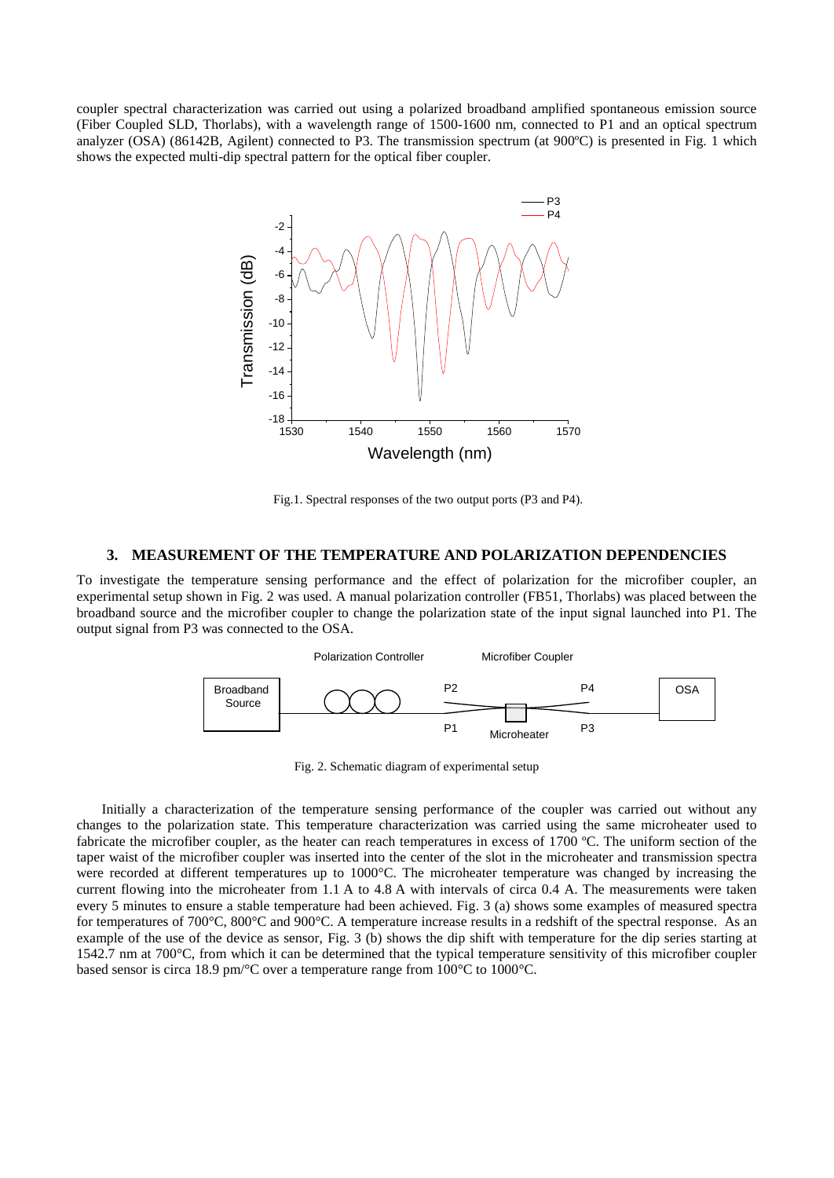coupler spectral characterization was carried out using a polarized broadband amplified spontaneous emission source (Fiber Coupled SLD, Thorlabs), with a wavelength range of 1500-1600 nm, connected to P1 and an optical spectrum analyzer (OSA) (86142B, Agilent) connected to P3. The transmission spectrum (at 900ºC) is presented in Fig. 1 which shows the expected multi-dip spectral pattern for the optical fiber coupler.

Fig.1. Spectral responses of the two output ports (P3 and P4).

## 3. MEASUREMENT OF THE TEMPERATURE AND POLARIZATION DEPENDENCIES

To investigate the temperature sensing performance and the effect of polarization for the microfiber coupler, an experimental setup shown in Fig. 2 was used. A manual polarization controller (FB51, Thorlabs) was placed between the broadband source and the microfiber coupler to change the polarization state of the input signal launched into P1. The output signal from P3 was connected to the OSA.

Fig. 2. Schematic diagram of experimental setup

Initially a characterization of the temperature sensing performance of the coupler was carried out without any changes to the polarization state. This temperature characterization was carried using the same microheater used to fabricate the microfiber coupler, as the heater can reach temperatures in excess of 1700 ºC. The uniform section of the taper waist of the microfiber coupler was inserted into the center of the slot in the microheater and transmission spectra were recorded at different temperatures up to 1000°C. The microheater temperature was changed by increasing the current flowing into the microheater from 1.1 A to 4.8 A with intervals of circa 0.4 A. The measurements were taken every 5 minutes to ensure a stable temperature had been achieved. Fig. 3 (a) shows some examples of measured spectra for temperatures of 700°C, 800°C and 900°C. A temperature increase results in a redshift of the spectral response. As an example of the use of the device as sensor, Fig. 3 (b) shows the dip shift with temperature for the dip series starting at 1542.7 nm at 700°C, from which it can be determined that the typical temperature sensitivity of this microfiber coupler based sensor is circa 18.9 pm/°C over a temperature range from 100°C to 1000°C.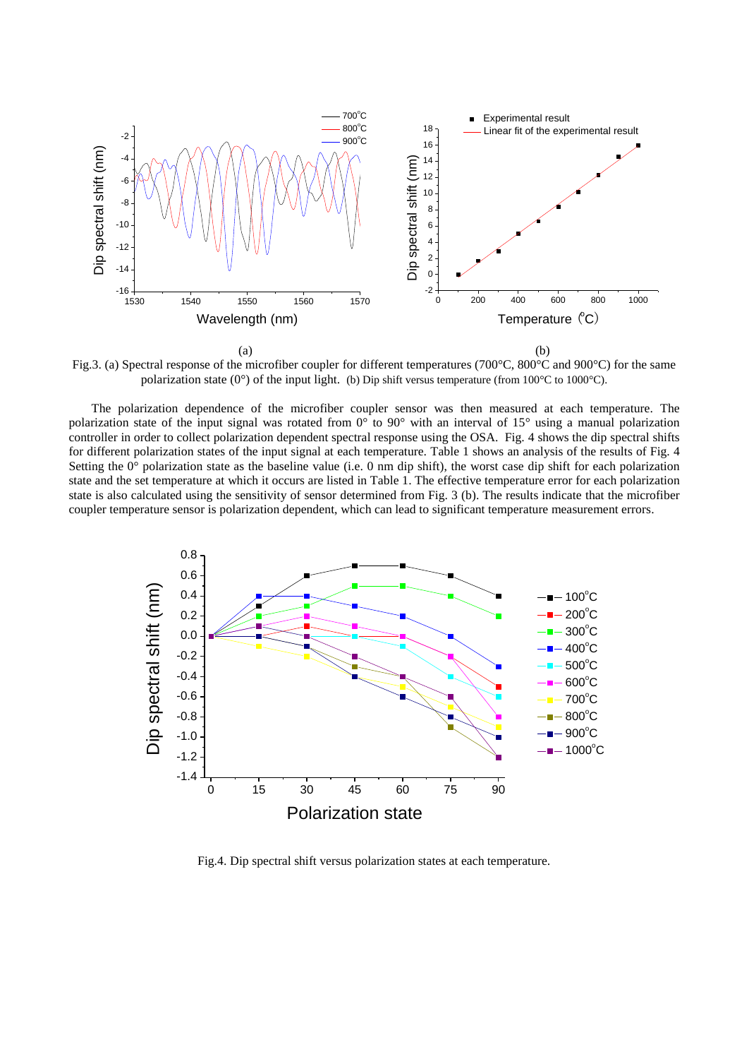(a) (b)

Fig.3. (a) Spectral response of the microfiber coupler for different temperatures (700°C, 800°C and 900°C) for the same polarization state (0°) of the input light. (b) Dip shift versus temperature (from 100°C to 1000°C).

The polarization dependence of the microfiber coupler sensor was then measured at each temperature. The polarization state of the input signal was rotated from 0° to 90° with an interval of 15° using a manual polarization controller in order to collect polarization dependent spectral response using the OSA. Fig. 4 shows the dip spectral shifts for different polarization states of the input signal at each temperature. Table 1 shows an analysis of the results of Fig. 4 Setting the 0° polarization state as the baseline value (i.e. 0 nm dip shift), the worst case dip shift for each polarization state and the set temperature at which it occurs are listed in Table 1. The effective temperature error for each polarization state is also calculated using the sensitivity of sensor determined from Fig. 3 (b). The results indicate that the microfiber coupler temperature sensor is polarization dependent, which can lead to significant temperature measurement errors.

Fig.4. Dip spectral shift versus polarization states at each temperature.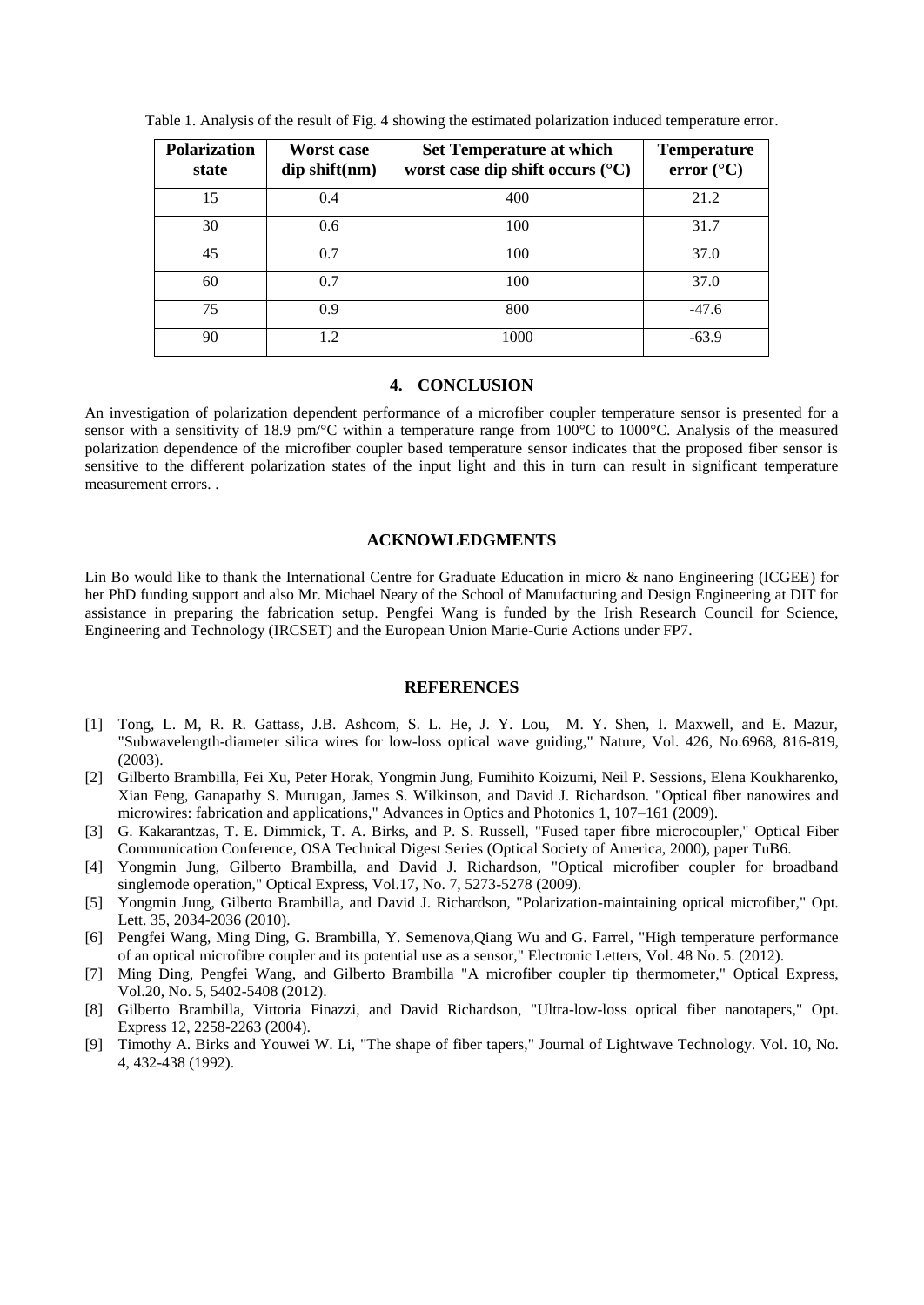Table 1. Analysis of the result of Fig. 4 showing the estimated polarization induced temperature error.

| Polarization state | Worst case dip shift(nm) | Set Temperature at which worst case dip shift occurs (°C) | Temperature error (°C) |
|---|---|---|---|
| 15 | 0.4 | 400 | 21.2 |
| 30 | 0.6 | 100 | 31.7 |
| 45 | 0.7 | 100 | 37.0 |
| 60 | 0.7 | 100 | 37.0 |
| 75 | 0.9 | 800 | -47.6 |
| 90 | 1.2 | 1000 | -63.9 |

## 4. CONCLUSION

An investigation of polarization dependent performance of a microfiber coupler temperature sensor is presented for a sensor with a sensitivity of 18.9 pm/°C within a temperature range from 100°C to 1000°C. Analysis of the measured polarization dependence of the microfiber coupler based temperature sensor indicates that the proposed fiber sensor is sensitive to the different polarization states of the input light and this in turn can result in significant temperature measurement errors. .

## ACKNOWLEDGMENTS

Lin Bo would like to thank the International Centre for Graduate Education in micro & nano Engineering (ICGEE) for her PhD funding support and also Mr. Michael Neary of the School of Manufacturing and Design Engineering at DIT for assistance in preparing the fabrication setup. Pengfei Wang is funded by the Irish Research Council for Science, Engineering and Technology (IRCSET) and the European Union Marie-Curie Actions under FP7.

## REFERENCES

[1] Tong, L. M, R. R. Gattass, J.B. Ashcom, S. L. He, J. Y. Lou, M. Y. Shen, I. Maxwell, and E. Mazur, "Subwavelength-diameter silica wires for low-loss optical wave guiding," Nature, Vol. 426, No.6968, 816-819, (2003).

[2] Gilberto Brambilla, Fei Xu, Peter Horak, Yongmin Jung, Fumihito Koizumi, Neil P. Sessions, Elena Koukharenko, Xian Feng, Ganapathy S. Murugan, James S. Wilkinson, and David J. Richardson. "Optical fiber nanowires and microwires: fabrication and applications," Advances in Optics and Photonics 1, 107–161 (2009).

[3] G. Kakarantzas, T. E. Dimmick, T. A. Birks, and P. S. Russell, "Fused taper fibre microcoupler," Optical Fiber Communication Conference, OSA Technical Digest Series (Optical Society of America, 2000), paper TuB6.

[4] Yongmin Jung, Gilberto Brambilla, and David J. Richardson, "Optical microfiber coupler for broadband singlemode operation," Optical Express, Vol.17, No. 7, 5273-5278 (2009).

[5] Yongmin Jung, Gilberto Brambilla, and David J. Richardson, "Polarization-maintaining optical microfiber," Opt. Lett. 35, 2034-2036 (2010).

[6] Pengfei Wang, Ming Ding, G. Brambilla, Y. Semenova,Qiang Wu and G. Farrel, "High temperature performance of an optical microfibre coupler and its potential use as a sensor," Electronic Letters, Vol. 48 No. 5. (2012).

[7] Ming Ding, Pengfei Wang, and Gilberto Brambilla "A microfiber coupler tip thermometer," Optical Express, Vol.20, No. 5, 5402-5408 (2012).

[8] Gilberto Brambilla, Vittoria Finazzi, and David Richardson, "Ultra-low-loss optical fiber nanotapers," Opt. Express 12, 2258-2263 (2004).

[9] Timothy A. Birks and Youwei W. Li, "The shape of fiber tapers," Journal of Lightwave Technology. Vol. 10, No. 4, 432-438 (1992).